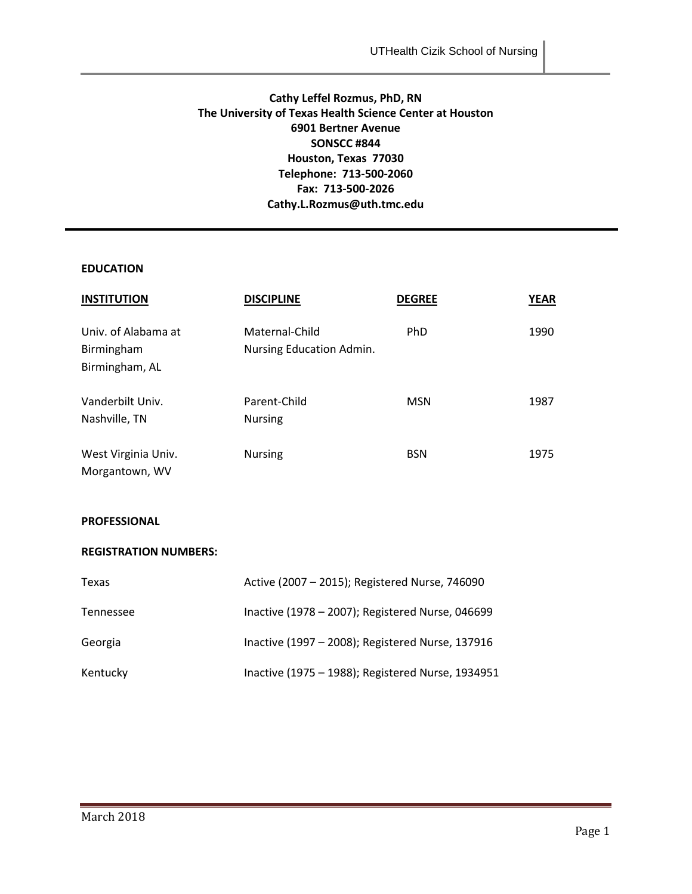**Cathy Leffel Rozmus, PhD, RN**
**The University of Texas Health Science Center at Houston**
**6901 Bertner Avenue**
**SONSCC #844**
**Houston, Texas 77030**
**Telephone: 713-500-2060**
**Fax: 713-500-2026**
**Cathy.L.Rozmus@uth.tmc.edu**

## EDUCATION

| INSTITUTION | DISCIPLINE | DEGREE | YEAR |
|---|---|---|---|
| Univ. of Alabama at Birmingham Birmingham, AL | Maternal-Child Nursing Education Admin. | PhD | 1990 |
| Vanderbilt Univ. Nashville, TN | Parent-Child Nursing | MSN | 1987 |
| West Virginia Univ. Morgantown, WV | Nursing | BSN | 1975 |

## PROFESSIONAL

### REGISTRATION NUMBERS:

| | |
|---|---|
| Texas | Active (2007 – 2015); Registered Nurse, 746090 |
| Tennessee | Inactive (1978 – 2007); Registered Nurse, 046699 |
| Georgia | Inactive (1997 – 2008); Registered Nurse, 137916 |
| Kentucky | Inactive (1975 – 1988); Registered Nurse, 1934951 |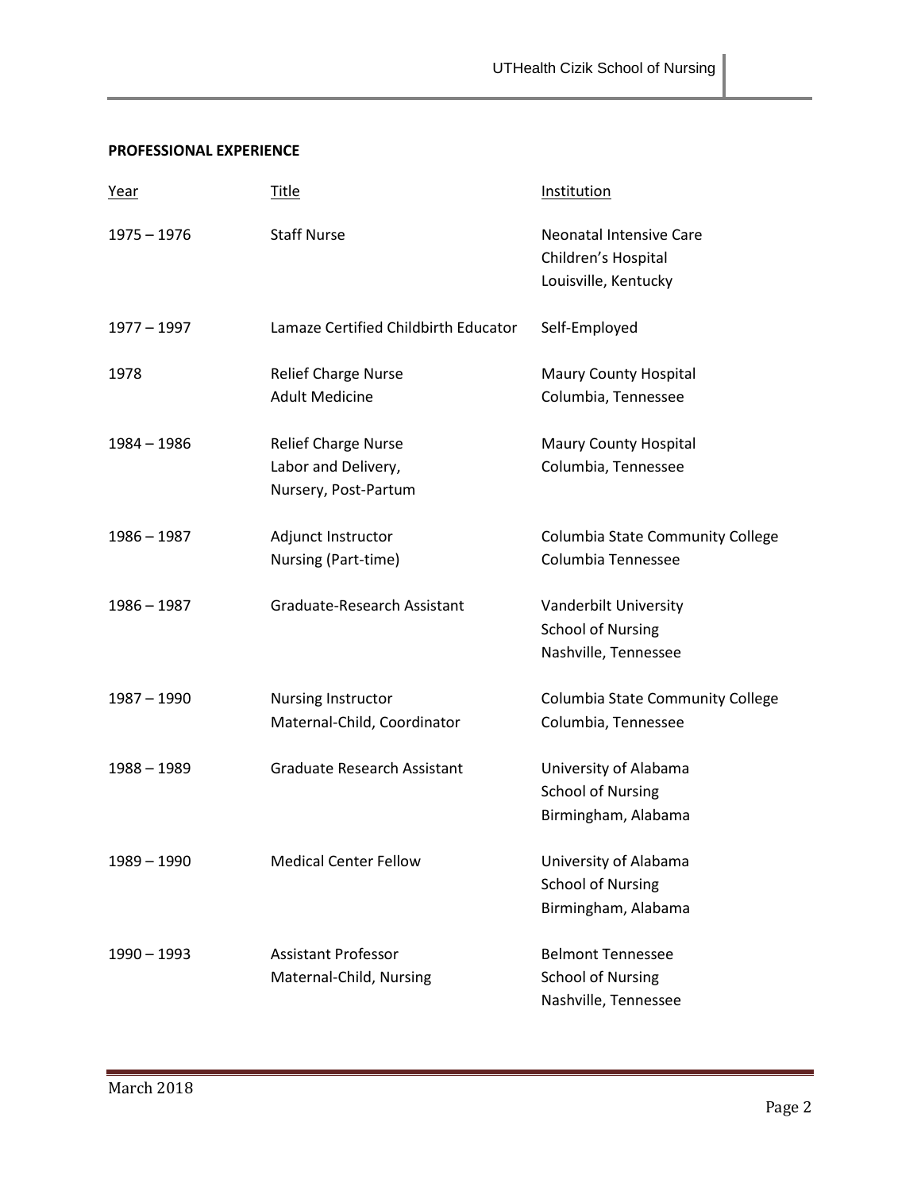**PROFESSIONAL EXPERIENCE**

| Year | Title | Institution |
|---|---|---|
| 1975 – 1976 | Staff Nurse | Neonatal Intensive Care<br>Children's Hospital<br>Louisville, Kentucky |
| 1977 – 1997 | Lamaze Certified Childbirth Educator | Self-Employed |
| 1978 | Relief Charge Nurse<br>Adult Medicine | Maury County Hospital<br>Columbia, Tennessee |
| 1984 – 1986 | Relief Charge Nurse<br>Labor and Delivery,<br>Nursery, Post-Partum | Maury County Hospital<br>Columbia, Tennessee |
| 1986 – 1987 | Adjunct Instructor<br>Nursing (Part-time) | Columbia State Community College<br>Columbia Tennessee |
| 1986 – 1987 | Graduate-Research Assistant | Vanderbilt University<br>School of Nursing<br>Nashville, Tennessee |
| 1987 – 1990 | Nursing Instructor<br>Maternal-Child, Coordinator | Columbia State Community College<br>Columbia, Tennessee |
| 1988 – 1989 | Graduate Research Assistant | University of Alabama<br>School of Nursing<br>Birmingham, Alabama |
| 1989 – 1990 | Medical Center Fellow | University of Alabama<br>School of Nursing<br>Birmingham, Alabama |
| 1990 – 1993 | Assistant Professor<br>Maternal-Child, Nursing | Belmont Tennessee<br>School of Nursing<br>Nashville, Tennessee |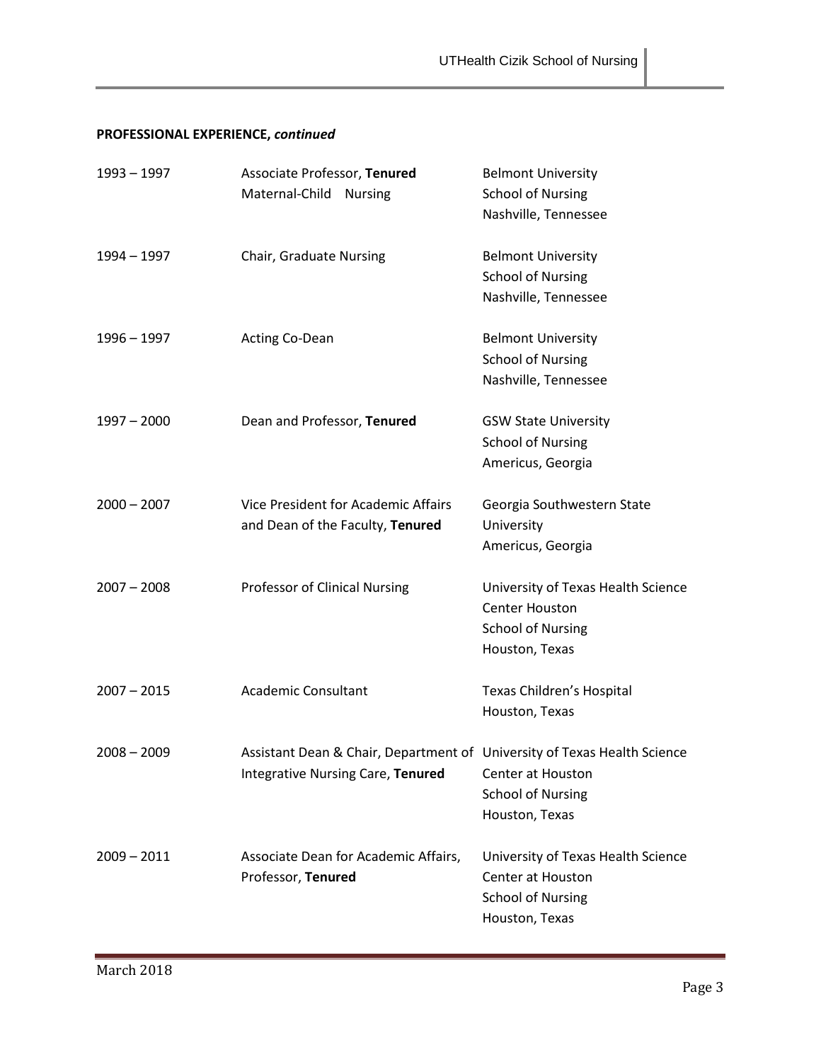**PROFESSIONAL EXPERIENCE, *continued***

| | | |
|---|---|---|
| 1993 – 1997 | Associate Professor, **Tenured**<br>Maternal-Child Nursing | Belmont University<br>School of Nursing<br>Nashville, Tennessee |
| 1994 – 1997 | Chair, Graduate Nursing | Belmont University<br>School of Nursing<br>Nashville, Tennessee |
| 1996 – 1997 | Acting Co-Dean | Belmont University<br>School of Nursing<br>Nashville, Tennessee |
| 1997 – 2000 | Dean and Professor, **Tenured** | GSW State University<br>School of Nursing<br>Americus, Georgia |
| 2000 – 2007 | Vice President for Academic Affairs and Dean of the Faculty, **Tenured** | Georgia Southwestern State University<br>Americus, Georgia |
| 2007 – 2008 | Professor of Clinical Nursing | University of Texas Health Science Center Houston<br>School of Nursing<br>Houston, Texas |
| 2007 – 2015 | Academic Consultant | Texas Children's Hospital<br>Houston, Texas |
| 2008 – 2009 | Assistant Dean & Chair, Department of Integrative Nursing Care, **Tenured** | University of Texas Health Science Center at Houston<br>School of Nursing<br>Houston, Texas |
| 2009 – 2011 | Associate Dean for Academic Affairs, Professor, **Tenured** | University of Texas Health Science Center at Houston<br>School of Nursing<br>Houston, Texas |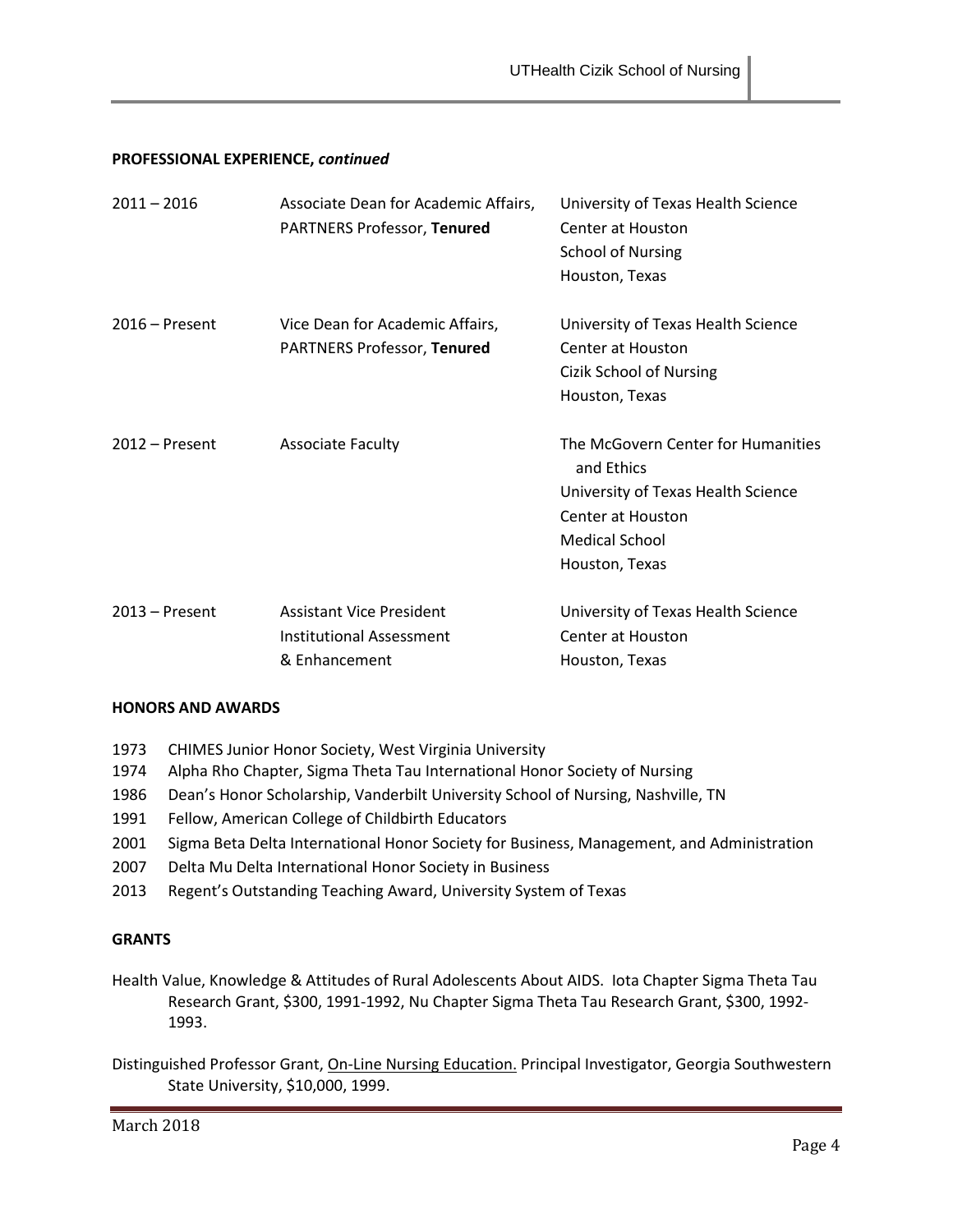**PROFESSIONAL EXPERIENCE, *continued***

| | | |
|---|---|---|
| 2011 – 2016 | Associate Dean for Academic Affairs, PARTNERS Professor, **Tenured** | University of Texas Health Science Center at Houston<br>School of Nursing<br>Houston, Texas |
| 2016 – Present | Vice Dean for Academic Affairs, PARTNERS Professor, **Tenured** | University of Texas Health Science Center at Houston<br>Cizik School of Nursing<br>Houston, Texas |
| 2012 – Present | Associate Faculty | The McGovern Center for Humanities and Ethics<br>University of Texas Health Science Center at Houston<br>Medical School<br>Houston, Texas |
| 2013 – Present | Assistant Vice President<br>Institutional Assessment & Enhancement | University of Texas Health Science Center at Houston<br>Houston, Texas |

**HONORS AND AWARDS**

1973 CHIMES Junior Honor Society, West Virginia University
1974 Alpha Rho Chapter, Sigma Theta Tau International Honor Society of Nursing
1986 Dean's Honor Scholarship, Vanderbilt University School of Nursing, Nashville, TN
1991 Fellow, American College of Childbirth Educators
2001 Sigma Beta Delta International Honor Society for Business, Management, and Administration
2007 Delta Mu Delta International Honor Society in Business
2013 Regent's Outstanding Teaching Award, University System of Texas

**GRANTS**

Health Value, Knowledge & Attitudes of Rural Adolescents About AIDS. Iota Chapter Sigma Theta Tau Research Grant, $300, 1991-1992, Nu Chapter Sigma Theta Tau Research Grant, $300, 1992-1993.

Distinguished Professor Grant, <u>On-Line Nursing Education.</u> Principal Investigator, Georgia Southwestern State University, $10,000, 1999.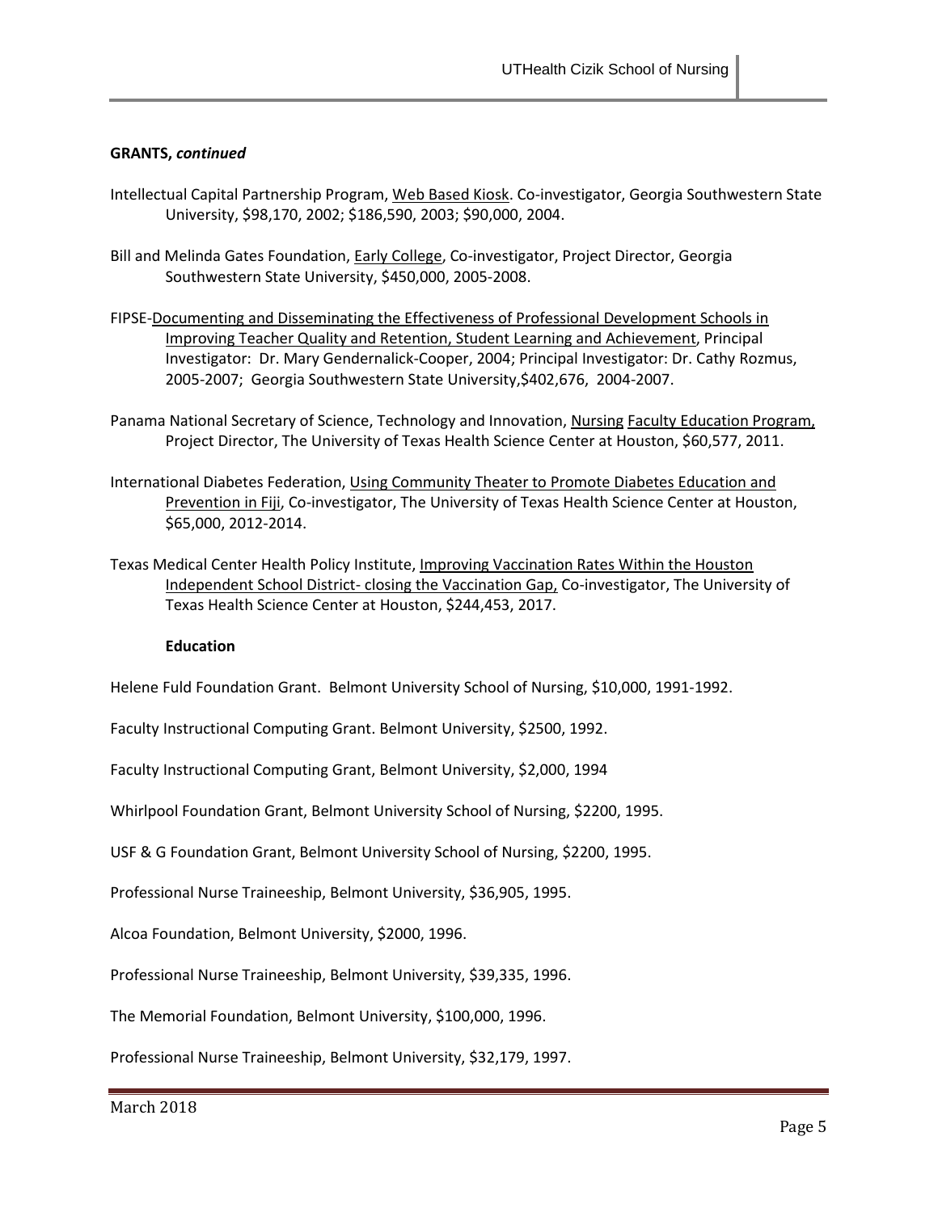**GRANTS, *continued***

Intellectual Capital Partnership Program, Web Based Kiosk. Co-investigator, Georgia Southwestern State University, $98,170, 2002; $186,590, 2003; $90,000, 2004.

Bill and Melinda Gates Foundation, Early College, Co-investigator, Project Director, Georgia Southwestern State University, $450,000, 2005-2008.

FIPSE-Documenting and Disseminating the Effectiveness of Professional Development Schools in Improving Teacher Quality and Retention, Student Learning and Achievement, Principal Investigator: Dr. Mary Gendernalick-Cooper, 2004; Principal Investigator: Dr. Cathy Rozmus, 2005-2007; Georgia Southwestern State University,$402,676, 2004-2007.

Panama National Secretary of Science, Technology and Innovation, Nursing Faculty Education Program, Project Director, The University of Texas Health Science Center at Houston, $60,577, 2011.

International Diabetes Federation, Using Community Theater to Promote Diabetes Education and Prevention in Fiji, Co-investigator, The University of Texas Health Science Center at Houston, $65,000, 2012-2014.

Texas Medical Center Health Policy Institute, Improving Vaccination Rates Within the Houston Independent School District- closing the Vaccination Gap, Co-investigator, The University of Texas Health Science Center at Houston, $244,453, 2017.

**Education**

Helene Fuld Foundation Grant. Belmont University School of Nursing, $10,000, 1991-1992.

Faculty Instructional Computing Grant. Belmont University, $2500, 1992.

Faculty Instructional Computing Grant, Belmont University, $2,000, 1994

Whirlpool Foundation Grant, Belmont University School of Nursing, $2200, 1995.

USF & G Foundation Grant, Belmont University School of Nursing, $2200, 1995.

Professional Nurse Traineeship, Belmont University, $36,905, 1995.

Alcoa Foundation, Belmont University, $2000, 1996.

Professional Nurse Traineeship, Belmont University, $39,335, 1996.

The Memorial Foundation, Belmont University, $100,000, 1996.

Professional Nurse Traineeship, Belmont University, $32,179, 1997.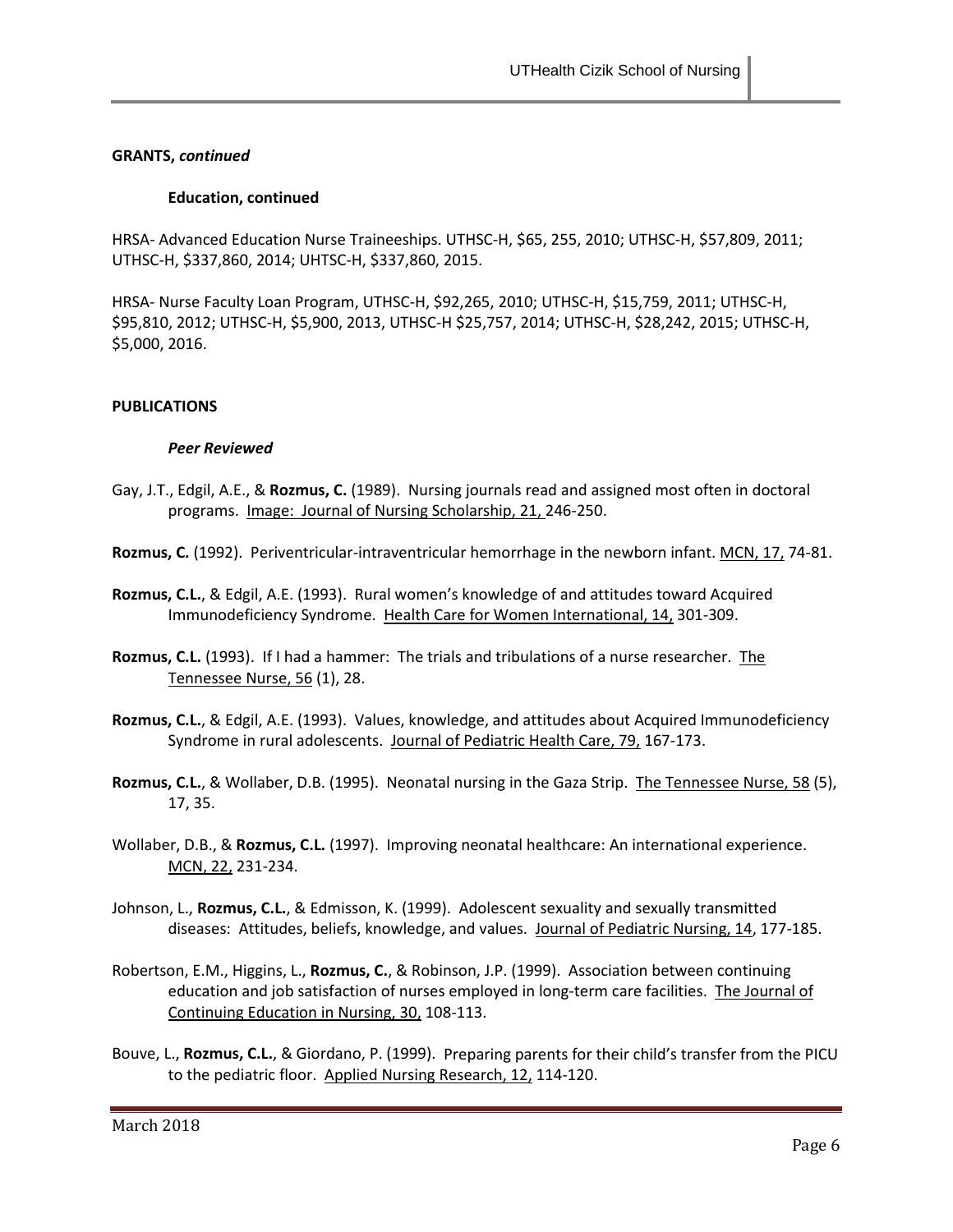**GRANTS, *continued***

**Education, continued**

HRSA- Advanced Education Nurse Traineeships. UTHSC-H, $65, 255, 2010; UTHSC-H, $57,809, 2011; UTHSC-H, $337,860, 2014; UHTSC-H, $337,860, 2015.

HRSA- Nurse Faculty Loan Program, UTHSC-H, $92,265, 2010; UTHSC-H, $15,759, 2011; UTHSC-H, $95,810, 2012; UTHSC-H, $5,900, 2013, UTHSC-H $25,757, 2014; UTHSC-H, $28,242, 2015; UTHSC-H, $5,000, 2016.

**PUBLICATIONS**

***Peer Reviewed***

Gay, J.T., Edgil, A.E., & **Rozmus, C.** (1989). Nursing journals read and assigned most often in doctoral programs. Image: Journal of Nursing Scholarship, 21, 246-250.

**Rozmus, C.** (1992). Periventricular-intraventricular hemorrhage in the newborn infant. MCN, 17, 74-81.

**Rozmus, C.L.**, & Edgil, A.E. (1993). Rural women's knowledge of and attitudes toward Acquired Immunodeficiency Syndrome. Health Care for Women International, 14, 301-309.

**Rozmus, C.L.** (1993). If I had a hammer: The trials and tribulations of a nurse researcher. The Tennessee Nurse, 56 (1), 28.

**Rozmus, C.L.**, & Edgil, A.E. (1993). Values, knowledge, and attitudes about Acquired Immunodeficiency Syndrome in rural adolescents. Journal of Pediatric Health Care, 79, 167-173.

**Rozmus, C.L.**, & Wollaber, D.B. (1995). Neonatal nursing in the Gaza Strip. The Tennessee Nurse, 58 (5), 17, 35.

Wollaber, D.B., & **Rozmus, C.L.** (1997). Improving neonatal healthcare: An international experience. MCN, 22, 231-234.

Johnson, L., **Rozmus, C.L.**, & Edmisson, K. (1999). Adolescent sexuality and sexually transmitted diseases: Attitudes, beliefs, knowledge, and values. Journal of Pediatric Nursing, 14, 177-185.

Robertson, E.M., Higgins, L., **Rozmus, C.**, & Robinson, J.P. (1999). Association between continuing education and job satisfaction of nurses employed in long-term care facilities. The Journal of Continuing Education in Nursing, 30, 108-113.

Bouve, L., **Rozmus, C.L.**, & Giordano, P. (1999). Preparing parents for their child's transfer from the PICU to the pediatric floor. Applied Nursing Research, 12, 114-120.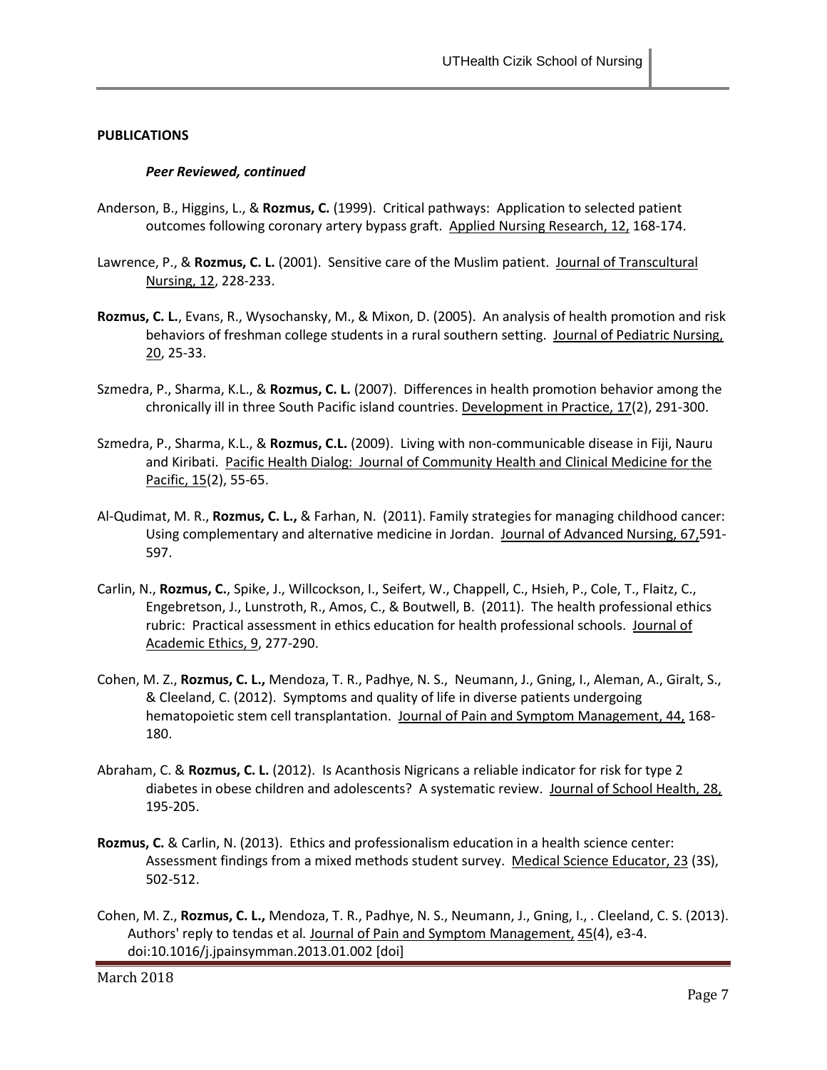**PUBLICATIONS**

***Peer Reviewed, continued***

Anderson, B., Higgins, L., & **Rozmus, C.** (1999). Critical pathways: Application to selected patient outcomes following coronary artery bypass graft. Applied Nursing Research, 12, 168-174.

Lawrence, P., & **Rozmus, C. L.** (2001). Sensitive care of the Muslim patient. Journal of Transcultural Nursing, 12, 228-233.

**Rozmus, C. L.**, Evans, R., Wysochansky, M., & Mixon, D. (2005). An analysis of health promotion and risk behaviors of freshman college students in a rural southern setting. Journal of Pediatric Nursing, 20, 25-33.

Szmedra, P., Sharma, K.L., & **Rozmus, C. L.** (2007). Differences in health promotion behavior among the chronically ill in three South Pacific island countries. Development in Practice, 17(2), 291-300.

Szmedra, P., Sharma, K.L., & **Rozmus, C.L.** (2009). Living with non-communicable disease in Fiji, Nauru and Kiribati. Pacific Health Dialog: Journal of Community Health and Clinical Medicine for the Pacific, 15(2), 55-65.

Al-Qudimat, M. R., **Rozmus, C. L.,** & Farhan, N. (2011). Family strategies for managing childhood cancer: Using complementary and alternative medicine in Jordan. Journal of Advanced Nursing, 67,591-597.

Carlin, N., **Rozmus, C.**, Spike, J., Willcockson, I., Seifert, W., Chappell, C., Hsieh, P., Cole, T., Flaitz, C., Engebretson, J., Lunstroth, R., Amos, C., & Boutwell, B. (2011). The health professional ethics rubric: Practical assessment in ethics education for health professional schools. Journal of Academic Ethics, 9, 277-290.

Cohen, M. Z., **Rozmus, C. L.,** Mendoza, T. R., Padhye, N. S., Neumann, J., Gning, I., Aleman, A., Giralt, S., & Cleeland, C. (2012). Symptoms and quality of life in diverse patients undergoing hematopoietic stem cell transplantation. Journal of Pain and Symptom Management, 44, 168-180.

Abraham, C. & **Rozmus, C. L.** (2012). Is Acanthosis Nigricans a reliable indicator for risk for type 2 diabetes in obese children and adolescents? A systematic review. Journal of School Health, 28, 195-205.

**Rozmus, C.** & Carlin, N. (2013). Ethics and professionalism education in a health science center: Assessment findings from a mixed methods student survey. Medical Science Educator, 23 (3S), 502-512.

Cohen, M. Z., **Rozmus, C. L.,** Mendoza, T. R., Padhye, N. S., Neumann, J., Gning, I., . Cleeland, C. S. (2013). Authors' reply to tendas et al. Journal of Pain and Symptom Management, 45(4), e3-4. doi:10.1016/j.jpainsymman.2013.01.002 [doi]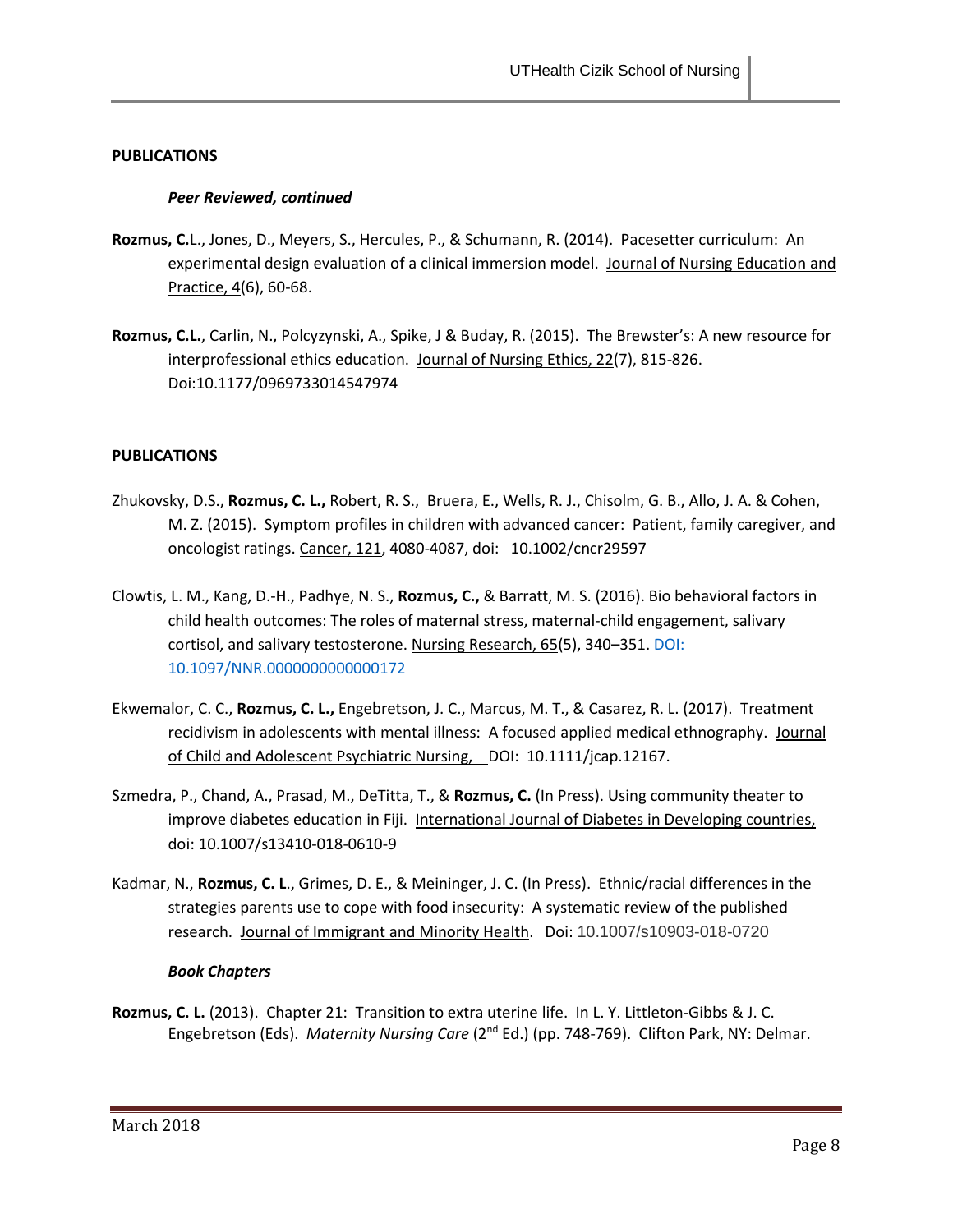## PUBLICATIONS

### *Peer Reviewed, continued*

**Rozmus, C.**L., Jones, D., Meyers, S., Hercules, P., & Schumann, R. (2014). Pacesetter curriculum: An experimental design evaluation of a clinical immersion model. Journal of Nursing Education and Practice, 4(6), 60-68.

**Rozmus, C.L.**, Carlin, N., Polcyzynski, A., Spike, J & Buday, R. (2015). The Brewster's: A new resource for interprofessional ethics education. Journal of Nursing Ethics, 22(7), 815-826. Doi:10.1177/0969733014547974

## PUBLICATIONS

Zhukovsky, D.S., **Rozmus, C. L.,** Robert, R. S., Bruera, E., Wells, R. J., Chisolm, G. B., Allo, J. A. & Cohen, M. Z. (2015). Symptom profiles in children with advanced cancer: Patient, family caregiver, and oncologist ratings. Cancer, 121, 4080-4087, doi: 10.1002/cncr29597

Clowtis, L. M., Kang, D.-H., Padhye, N. S., **Rozmus, C.,** & Barratt, M. S. (2016). Bio behavioral factors in child health outcomes: The roles of maternal stress, maternal-child engagement, salivary cortisol, and salivary testosterone. Nursing Research, 65(5), 340–351. DOI: 10.1097/NNR.0000000000000172

Ekwemalor, C. C., **Rozmus, C. L.,** Engebretson, J. C., Marcus, M. T., & Casarez, R. L. (2017). Treatment recidivism in adolescents with mental illness: A focused applied medical ethnography. Journal of Child and Adolescent Psychiatric Nursing, DOI: 10.1111/jcap.12167.

Szmedra, P., Chand, A., Prasad, M., DeTitta, T., & **Rozmus, C.** (In Press). Using community theater to improve diabetes education in Fiji. International Journal of Diabetes in Developing countries, doi: 10.1007/s13410-018-0610-9

Kadmar, N., **Rozmus, C. L**., Grimes, D. E., & Meininger, J. C. (In Press). Ethnic/racial differences in the strategies parents use to cope with food insecurity: A systematic review of the published research. Journal of Immigrant and Minority Health. Doi: 10.1007/s10903-018-0720

### *Book Chapters*

**Rozmus, C. L.** (2013). Chapter 21: Transition to extra uterine life. In L. Y. Littleton-Gibbs & J. C. Engebretson (Eds). *Maternity Nursing Care* (2nd Ed.) (pp. 748-769). Clifton Park, NY: Delmar.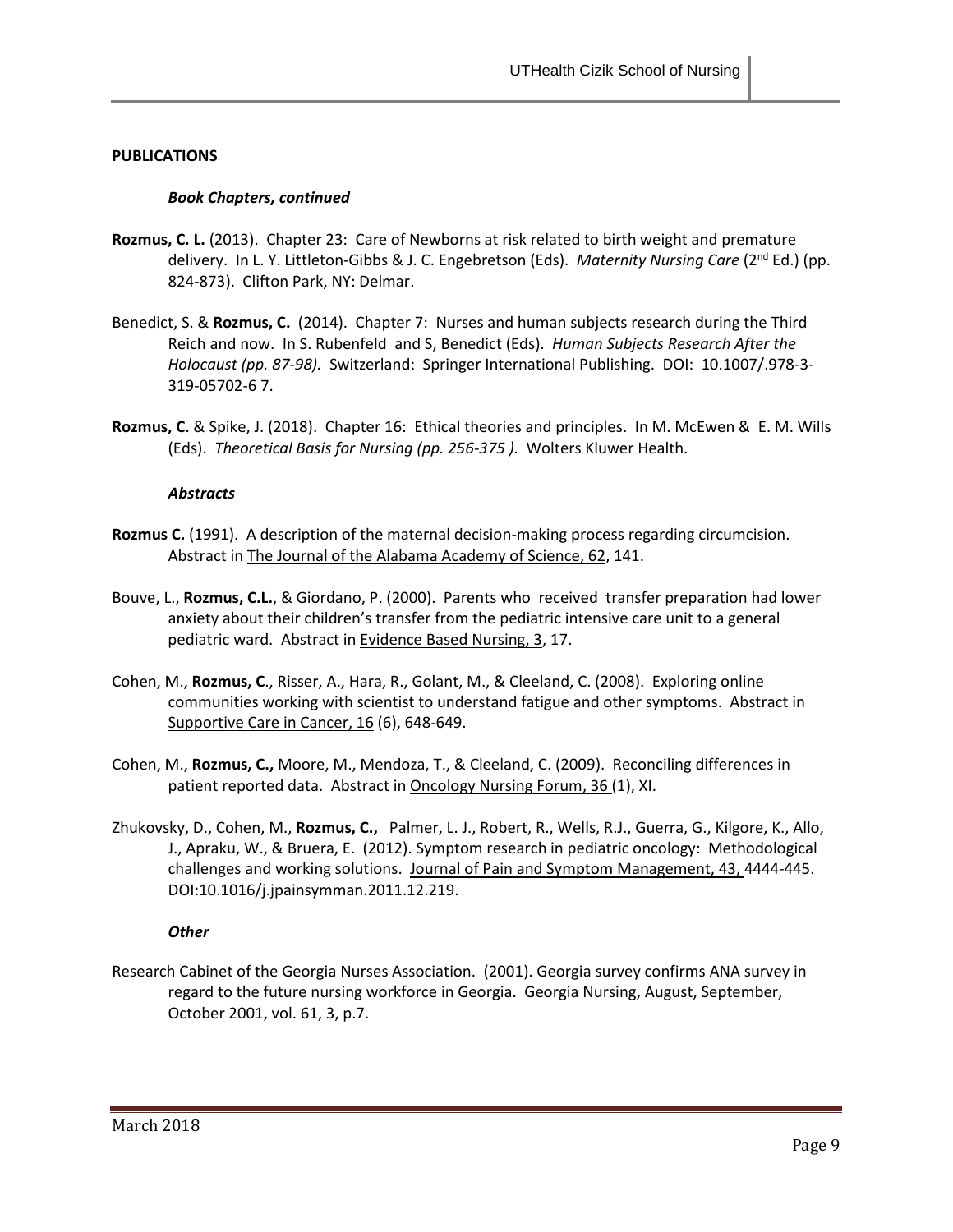**PUBLICATIONS**

***Book Chapters, continued***

**Rozmus, C. L.** (2013). Chapter 23: Care of Newborns at risk related to birth weight and premature delivery. In L. Y. Littleton-Gibbs & J. C. Engebretson (Eds). *Maternity Nursing Care* (2nd Ed.) (pp. 824-873). Clifton Park, NY: Delmar.

Benedict, S. & **Rozmus, C.** (2014). Chapter 7: Nurses and human subjects research during the Third Reich and now. In S. Rubenfeld and S, Benedict (Eds). *Human Subjects Research After the Holocaust (pp. 87-98).* Switzerland: Springer International Publishing. DOI: 10.1007/.978-3-319-05702-6 7.

**Rozmus, C.** & Spike, J. (2018). Chapter 16: Ethical theories and principles. In M. McEwen & E. M. Wills (Eds). *Theoretical Basis for Nursing (pp. 256-375 ).* Wolters Kluwer Health.

***Abstracts***

**Rozmus C.** (1991). A description of the maternal decision-making process regarding circumcision. Abstract in The Journal of the Alabama Academy of Science, 62, 141.

Bouve, L., **Rozmus, C.L.**, & Giordano, P. (2000). Parents who received transfer preparation had lower anxiety about their children's transfer from the pediatric intensive care unit to a general pediatric ward. Abstract in Evidence Based Nursing, 3, 17.

Cohen, M., **Rozmus, C**., Risser, A., Hara, R., Golant, M., & Cleeland, C. (2008). Exploring online communities working with scientist to understand fatigue and other symptoms. Abstract in Supportive Care in Cancer, 16 (6), 648-649.

Cohen, M., **Rozmus, C.,** Moore, M., Mendoza, T., & Cleeland, C. (2009). Reconciling differences in patient reported data. Abstract in Oncology Nursing Forum, 36 (1), XI.

Zhukovsky, D., Cohen, M., **Rozmus, C.,** Palmer, L. J., Robert, R., Wells, R.J., Guerra, G., Kilgore, K., Allo, J., Apraku, W., & Bruera, E. (2012). Symptom research in pediatric oncology: Methodological challenges and working solutions. Journal of Pain and Symptom Management, 43, 4444-445. DOI:10.1016/j.jpainsymman.2011.12.219.

***Other***

Research Cabinet of the Georgia Nurses Association. (2001). Georgia survey confirms ANA survey in regard to the future nursing workforce in Georgia. Georgia Nursing, August, September, October 2001, vol. 61, 3, p.7.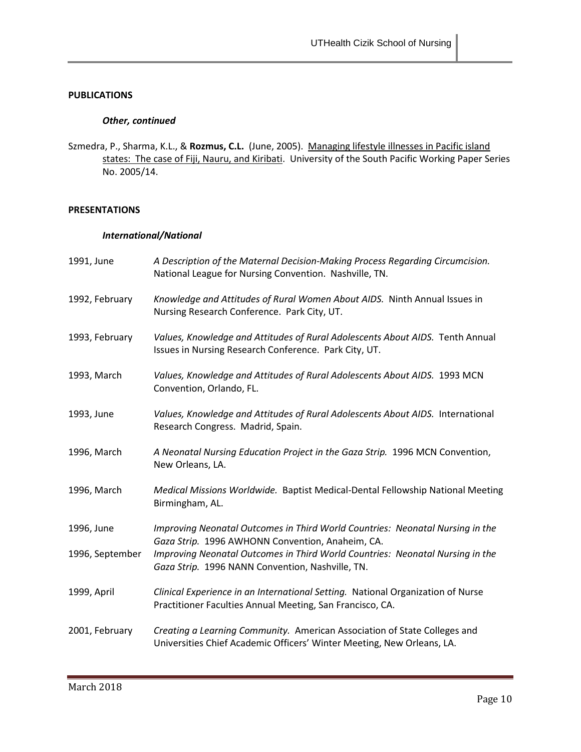## PUBLICATIONS

### *Other, continued*

Szmedra, P., Sharma, K.L., & **Rozmus, C.L.** (June, 2005). Managing lifestyle illnesses in Pacific island states: The case of Fiji, Nauru, and Kiribati. University of the South Pacific Working Paper Series No. 2005/14.

## PRESENTATIONS

### *International/National*

1991, June — *A Description of the Maternal Decision-Making Process Regarding Circumcision.* National League for Nursing Convention. Nashville, TN.

1992, February — *Knowledge and Attitudes of Rural Women About AIDS.* Ninth Annual Issues in Nursing Research Conference. Park City, UT.

1993, February — *Values, Knowledge and Attitudes of Rural Adolescents About AIDS.* Tenth Annual Issues in Nursing Research Conference. Park City, UT.

1993, March — *Values, Knowledge and Attitudes of Rural Adolescents About AIDS.* 1993 MCN Convention, Orlando, FL.

1993, June — *Values, Knowledge and Attitudes of Rural Adolescents About AIDS.* International Research Congress. Madrid, Spain.

1996, March — *A Neonatal Nursing Education Project in the Gaza Strip.* 1996 MCN Convention, New Orleans, LA.

1996, March — *Medical Missions Worldwide.* Baptist Medical-Dental Fellowship National Meeting Birmingham, AL.

1996, June — *Improving Neonatal Outcomes in Third World Countries: Neonatal Nursing in the Gaza Strip.* 1996 AWHONN Convention, Anaheim, CA.

1996, September — *Improving Neonatal Outcomes in Third World Countries: Neonatal Nursing in the Gaza Strip.* 1996 NANN Convention, Nashville, TN.

1999, April — *Clinical Experience in an International Setting.* National Organization of Nurse Practitioner Faculties Annual Meeting, San Francisco, CA.

2001, February — *Creating a Learning Community.* American Association of State Colleges and Universities Chief Academic Officers' Winter Meeting, New Orleans, LA.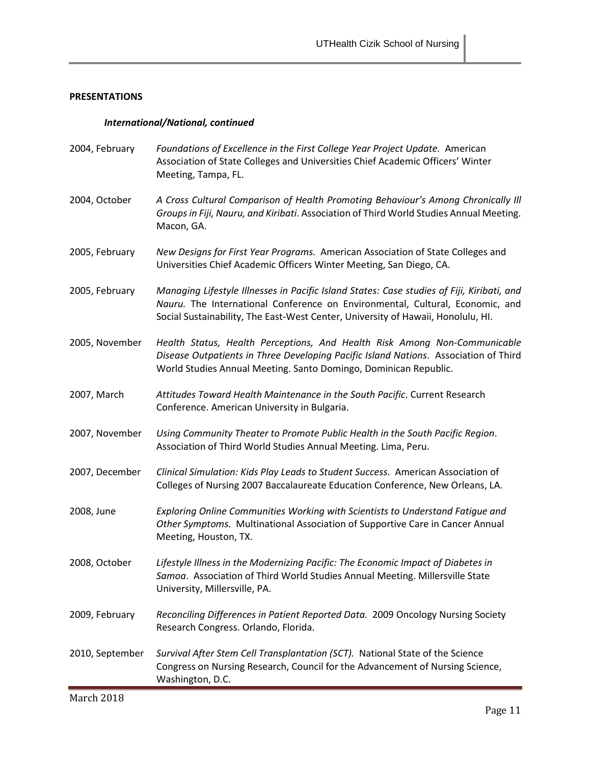**PRESENTATIONS**

***International/National, continued***

2004, February — *Foundations of Excellence in the First College Year Project Update.* American Association of State Colleges and Universities Chief Academic Officers' Winter Meeting, Tampa, FL.

2004, October — *A Cross Cultural Comparison of Health Promoting Behaviour's Among Chronically Ill Groups in Fiji, Nauru, and Kiribati*. Association of Third World Studies Annual Meeting. Macon, GA.

2005, February — *New Designs for First Year Programs.* American Association of State Colleges and Universities Chief Academic Officers Winter Meeting, San Diego, CA.

2005, February — *Managing Lifestyle Illnesses in Pacific Island States: Case studies of Fiji, Kiribati, and Nauru.* The International Conference on Environmental, Cultural, Economic, and Social Sustainability, The East-West Center, University of Hawaii, Honolulu, HI.

2005, November — *Health Status, Health Perceptions, And Health Risk Among Non-Communicable Disease Outpatients in Three Developing Pacific Island Nations*. Association of Third World Studies Annual Meeting. Santo Domingo, Dominican Republic.

2007, March — *Attitudes Toward Health Maintenance in the South Pacific*. Current Research Conference. American University in Bulgaria.

2007, November — *Using Community Theater to Promote Public Health in the South Pacific Region*. Association of Third World Studies Annual Meeting. Lima, Peru.

2007, December — *Clinical Simulation: Kids Play Leads to Student Success.* American Association of Colleges of Nursing 2007 Baccalaureate Education Conference, New Orleans, LA.

2008, June — *Exploring Online Communities Working with Scientists to Understand Fatigue and Other Symptoms.* Multinational Association of Supportive Care in Cancer Annual Meeting, Houston, TX.

2008, October — *Lifestyle Illness in the Modernizing Pacific: The Economic Impact of Diabetes in Samoa*. Association of Third World Studies Annual Meeting. Millersville State University, Millersville, PA.

2009, February — *Reconciling Differences in Patient Reported Data.* 2009 Oncology Nursing Society Research Congress. Orlando, Florida.

2010, September — *Survival After Stem Cell Transplantation (SCT).* National State of the Science Congress on Nursing Research, Council for the Advancement of Nursing Science, Washington, D.C.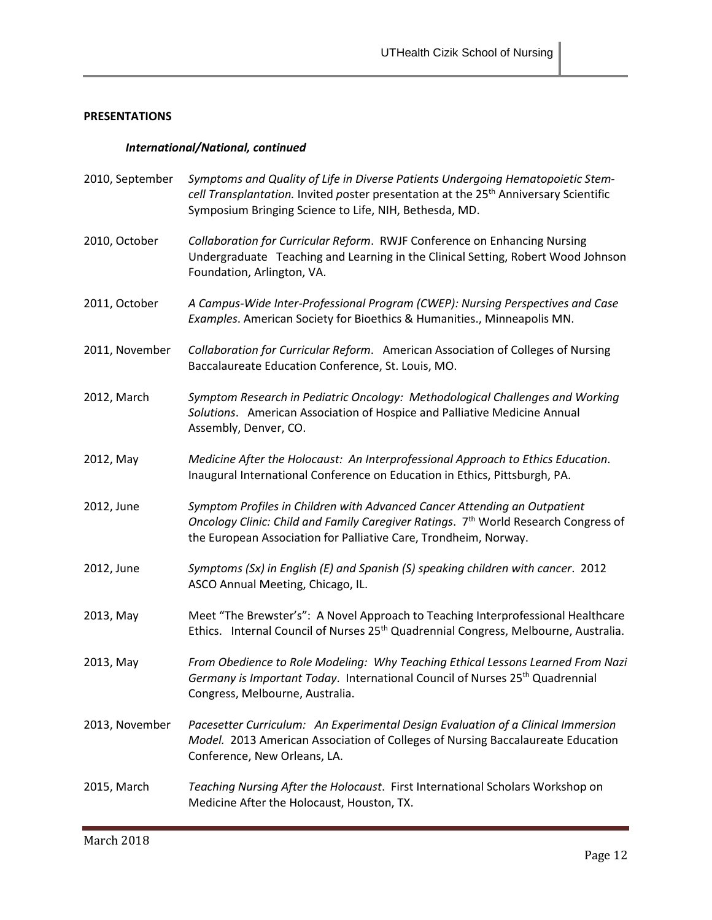## PRESENTATIONS

### *International/National, continued*

2010, September — *Symptoms and Quality of Life in Diverse Patients Undergoing Hematopoietic Stem-cell Transplantation.* Invited poster presentation at the 25th Anniversary Scientific Symposium Bringing Science to Life, NIH, Bethesda, MD.

2010, October — *Collaboration for Curricular Reform*. RWJF Conference on Enhancing Nursing Undergraduate Teaching and Learning in the Clinical Setting, Robert Wood Johnson Foundation, Arlington, VA.

2011, October — *A Campus-Wide Inter-Professional Program (CWEP): Nursing Perspectives and Case Examples*. American Society for Bioethics & Humanities., Minneapolis MN.

2011, November — *Collaboration for Curricular Reform*. American Association of Colleges of Nursing Baccalaureate Education Conference, St. Louis, MO.

2012, March — *Symptom Research in Pediatric Oncology: Methodological Challenges and Working Solutions*. American Association of Hospice and Palliative Medicine Annual Assembly, Denver, CO.

2012, May — *Medicine After the Holocaust: An Interprofessional Approach to Ethics Education*. Inaugural International Conference on Education in Ethics, Pittsburgh, PA.

2012, June — *Symptom Profiles in Children with Advanced Cancer Attending an Outpatient Oncology Clinic: Child and Family Caregiver Ratings*. 7th World Research Congress of the European Association for Palliative Care, Trondheim, Norway.

2012, June — *Symptoms (Sx) in English (E) and Spanish (S) speaking children with cancer*. 2012 ASCO Annual Meeting, Chicago, IL.

2013, May — Meet "The Brewster's": A Novel Approach to Teaching Interprofessional Healthcare Ethics. Internal Council of Nurses 25th Quadrennial Congress, Melbourne, Australia.

2013, May — *From Obedience to Role Modeling: Why Teaching Ethical Lessons Learned From Nazi Germany is Important Today*. International Council of Nurses 25th Quadrennial Congress, Melbourne, Australia.

2013, November — *Pacesetter Curriculum: An Experimental Design Evaluation of a Clinical Immersion Model.* 2013 American Association of Colleges of Nursing Baccalaureate Education Conference, New Orleans, LA.

2015, March — *Teaching Nursing After the Holocaust*. First International Scholars Workshop on Medicine After the Holocaust, Houston, TX.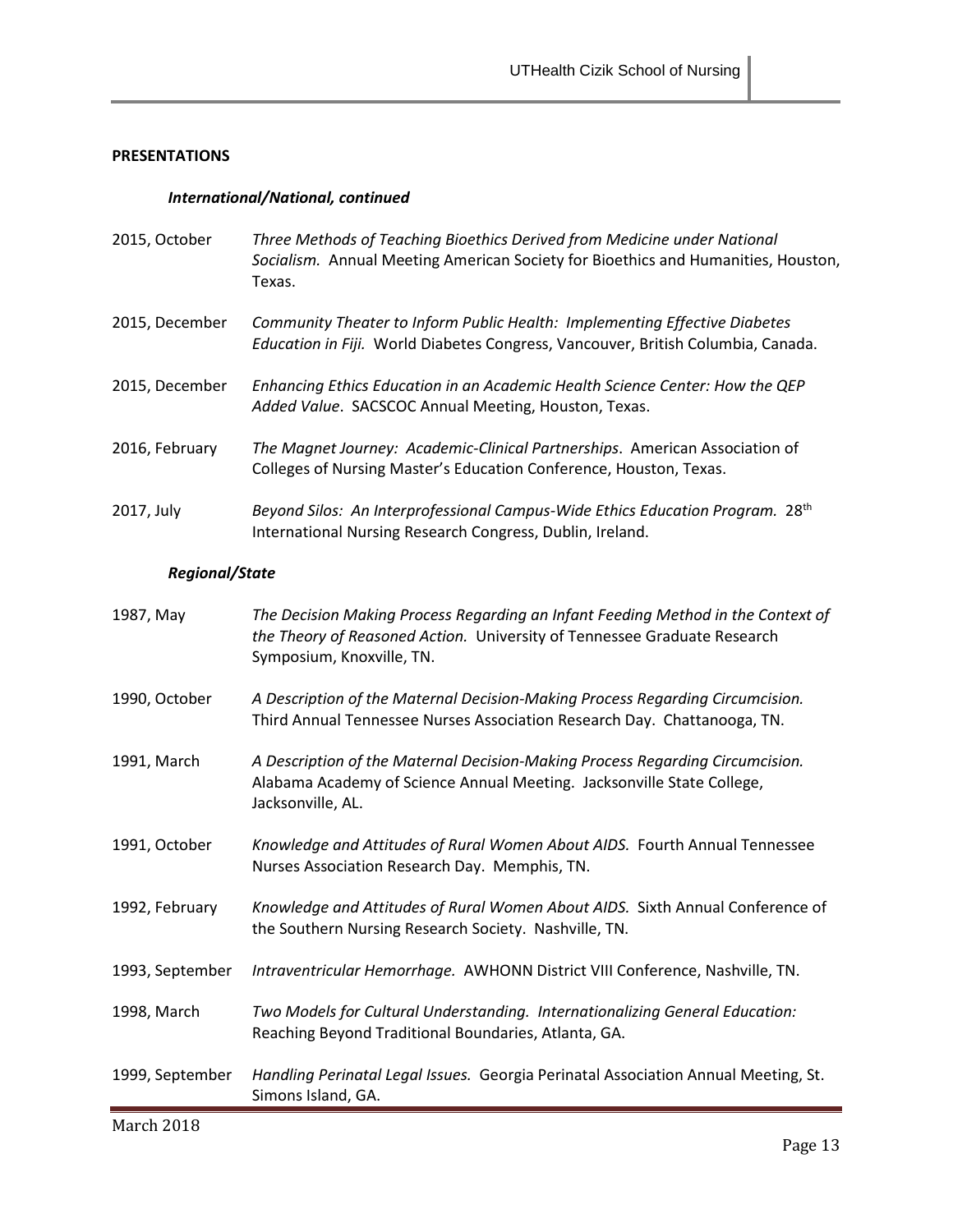## PRESENTATIONS

### *International/National, continued*

2015, October — *Three Methods of Teaching Bioethics Derived from Medicine under National Socialism.* Annual Meeting American Society for Bioethics and Humanities, Houston, Texas.

2015, December — *Community Theater to Inform Public Health: Implementing Effective Diabetes Education in Fiji.* World Diabetes Congress, Vancouver, British Columbia, Canada.

2015, December — *Enhancing Ethics Education in an Academic Health Science Center: How the QEP Added Value*. SACSCOC Annual Meeting, Houston, Texas.

2016, February — *The Magnet Journey: Academic-Clinical Partnerships*. American Association of Colleges of Nursing Master's Education Conference, Houston, Texas.

2017, July — *Beyond Silos: An Interprofessional Campus-Wide Ethics Education Program.* 28th International Nursing Research Congress, Dublin, Ireland.

### *Regional/State*

1987, May — *The Decision Making Process Regarding an Infant Feeding Method in the Context of the Theory of Reasoned Action.* University of Tennessee Graduate Research Symposium, Knoxville, TN.

1990, October — *A Description of the Maternal Decision-Making Process Regarding Circumcision.* Third Annual Tennessee Nurses Association Research Day. Chattanooga, TN.

1991, March — *A Description of the Maternal Decision-Making Process Regarding Circumcision.* Alabama Academy of Science Annual Meeting. Jacksonville State College, Jacksonville, AL.

1991, October — *Knowledge and Attitudes of Rural Women About AIDS.* Fourth Annual Tennessee Nurses Association Research Day. Memphis, TN.

1992, February — *Knowledge and Attitudes of Rural Women About AIDS.* Sixth Annual Conference of the Southern Nursing Research Society. Nashville, TN.

1993, September — *Intraventricular Hemorrhage.* AWHONN District VIII Conference, Nashville, TN.

1998, March — *Two Models for Cultural Understanding. Internationalizing General Education:* Reaching Beyond Traditional Boundaries, Atlanta, GA.

1999, September — *Handling Perinatal Legal Issues.* Georgia Perinatal Association Annual Meeting, St. Simons Island, GA.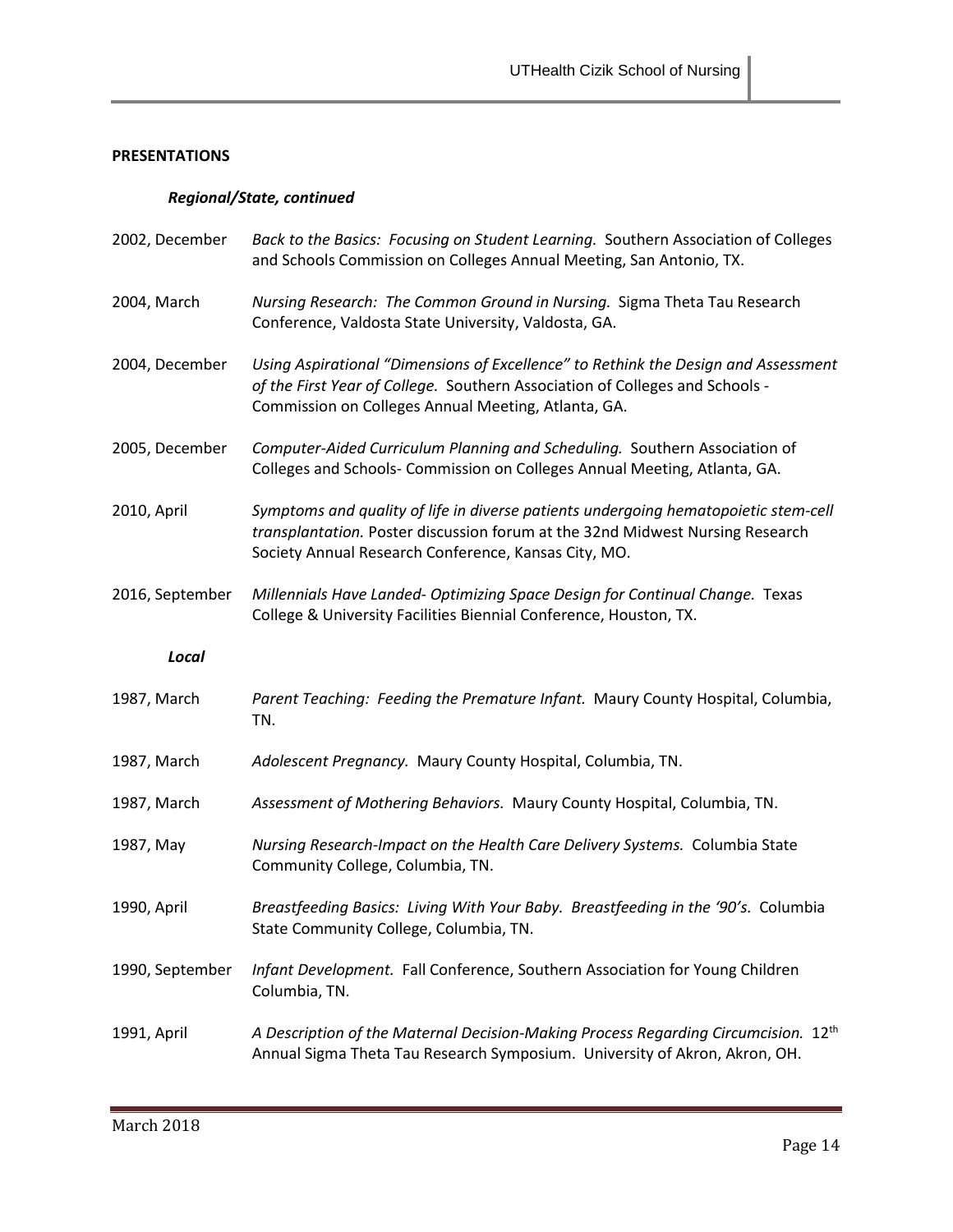## PRESENTATIONS

### *Regional/State, continued*

2002, December — *Back to the Basics: Focusing on Student Learning.* Southern Association of Colleges and Schools Commission on Colleges Annual Meeting, San Antonio, TX.

2004, March — *Nursing Research: The Common Ground in Nursing.* Sigma Theta Tau Research Conference, Valdosta State University, Valdosta, GA.

2004, December — *Using Aspirational "Dimensions of Excellence" to Rethink the Design and Assessment of the First Year of College.* Southern Association of Colleges and Schools - Commission on Colleges Annual Meeting, Atlanta, GA.

2005, December — *Computer-Aided Curriculum Planning and Scheduling.* Southern Association of Colleges and Schools- Commission on Colleges Annual Meeting, Atlanta, GA.

2010, April — *Symptoms and quality of life in diverse patients undergoing hematopoietic stem-cell transplantation.* Poster discussion forum at the 32nd Midwest Nursing Research Society Annual Research Conference, Kansas City, MO.

2016, September — *Millennials Have Landed- Optimizing Space Design for Continual Change.* Texas College & University Facilities Biennial Conference, Houston, TX.

### *Local*

1987, March — *Parent Teaching: Feeding the Premature Infant.* Maury County Hospital, Columbia, TN.

1987, March — *Adolescent Pregnancy.* Maury County Hospital, Columbia, TN.

1987, March — *Assessment of Mothering Behaviors.* Maury County Hospital, Columbia, TN.

1987, May — *Nursing Research-Impact on the Health Care Delivery Systems.* Columbia State Community College, Columbia, TN.

1990, April — *Breastfeeding Basics: Living With Your Baby. Breastfeeding in the '90's.* Columbia State Community College, Columbia, TN.

1990, September — *Infant Development.* Fall Conference, Southern Association for Young Children Columbia, TN.

1991, April — *A Description of the Maternal Decision-Making Process Regarding Circumcision.* 12th Annual Sigma Theta Tau Research Symposium. University of Akron, Akron, OH.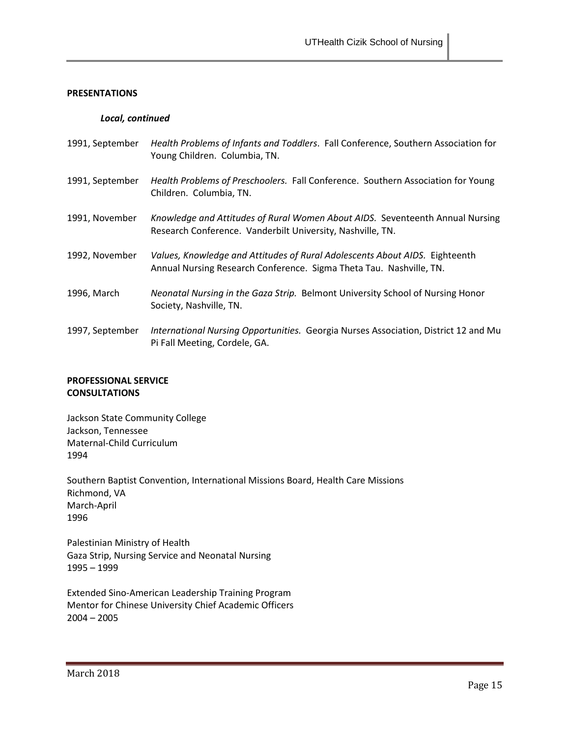## PRESENTATIONS

### *Local, continued*

1991, September — *Health Problems of Infants and Toddlers*. Fall Conference, Southern Association for Young Children. Columbia, TN.

1991, September — *Health Problems of Preschoolers.* Fall Conference. Southern Association for Young Children. Columbia, TN.

1991, November — *Knowledge and Attitudes of Rural Women About AIDS.* Seventeenth Annual Nursing Research Conference. Vanderbilt University, Nashville, TN.

1992, November — *Values, Knowledge and Attitudes of Rural Adolescents About AIDS.* Eighteenth Annual Nursing Research Conference. Sigma Theta Tau. Nashville, TN.

1996, March — *Neonatal Nursing in the Gaza Strip.* Belmont University School of Nursing Honor Society, Nashville, TN.

1997, September — *International Nursing Opportunities.* Georgia Nurses Association, District 12 and Mu Pi Fall Meeting, Cordele, GA.

## PROFESSIONAL SERVICE
## CONSULTATIONS

Jackson State Community College
Jackson, Tennessee
Maternal-Child Curriculum
1994

Southern Baptist Convention, International Missions Board, Health Care Missions
Richmond, VA
March-April
1996

Palestinian Ministry of Health
Gaza Strip, Nursing Service and Neonatal Nursing
1995 – 1999

Extended Sino-American Leadership Training Program
Mentor for Chinese University Chief Academic Officers
2004 – 2005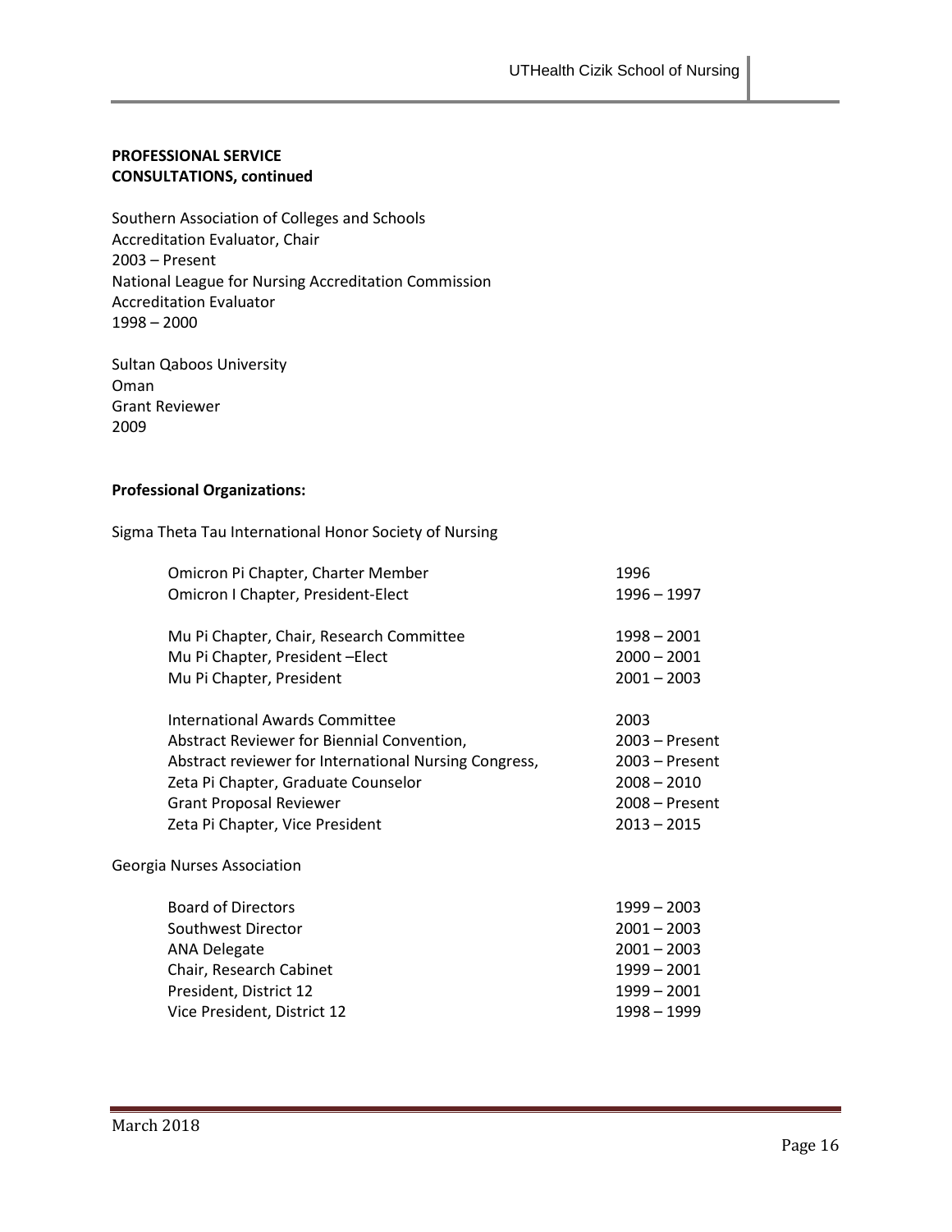**PROFESSIONAL SERVICE**
**CONSULTATIONS, continued**

Southern Association of Colleges and Schools
Accreditation Evaluator, Chair
2003 – Present
National League for Nursing Accreditation Commission
Accreditation Evaluator
1998 – 2000

Sultan Qaboos University
Oman
Grant Reviewer
2009

**Professional Organizations:**

Sigma Theta Tau International Honor Society of Nursing

| | |
|---|---|
| Omicron Pi Chapter, Charter Member | 1996 |
| Omicron I Chapter, President-Elect | 1996 – 1997 |
| Mu Pi Chapter, Chair, Research Committee | 1998 – 2001 |
| Mu Pi Chapter, President –Elect | 2000 – 2001 |
| Mu Pi Chapter, President | 2001 – 2003 |
| International Awards Committee | 2003 |
| Abstract Reviewer for Biennial Convention, | 2003 – Present |
| Abstract reviewer for International Nursing Congress, | 2003 – Present |
| Zeta Pi Chapter, Graduate Counselor | 2008 – 2010 |
| Grant Proposal Reviewer | 2008 – Present |
| Zeta Pi Chapter, Vice President | 2013 – 2015 |

Georgia Nurses Association

| | |
|---|---|
| Board of Directors | 1999 – 2003 |
| Southwest Director | 2001 – 2003 |
| ANA Delegate | 2001 – 2003 |
| Chair, Research Cabinet | 1999 – 2001 |
| President, District 12 | 1999 – 2001 |
| Vice President, District 12 | 1998 – 1999 |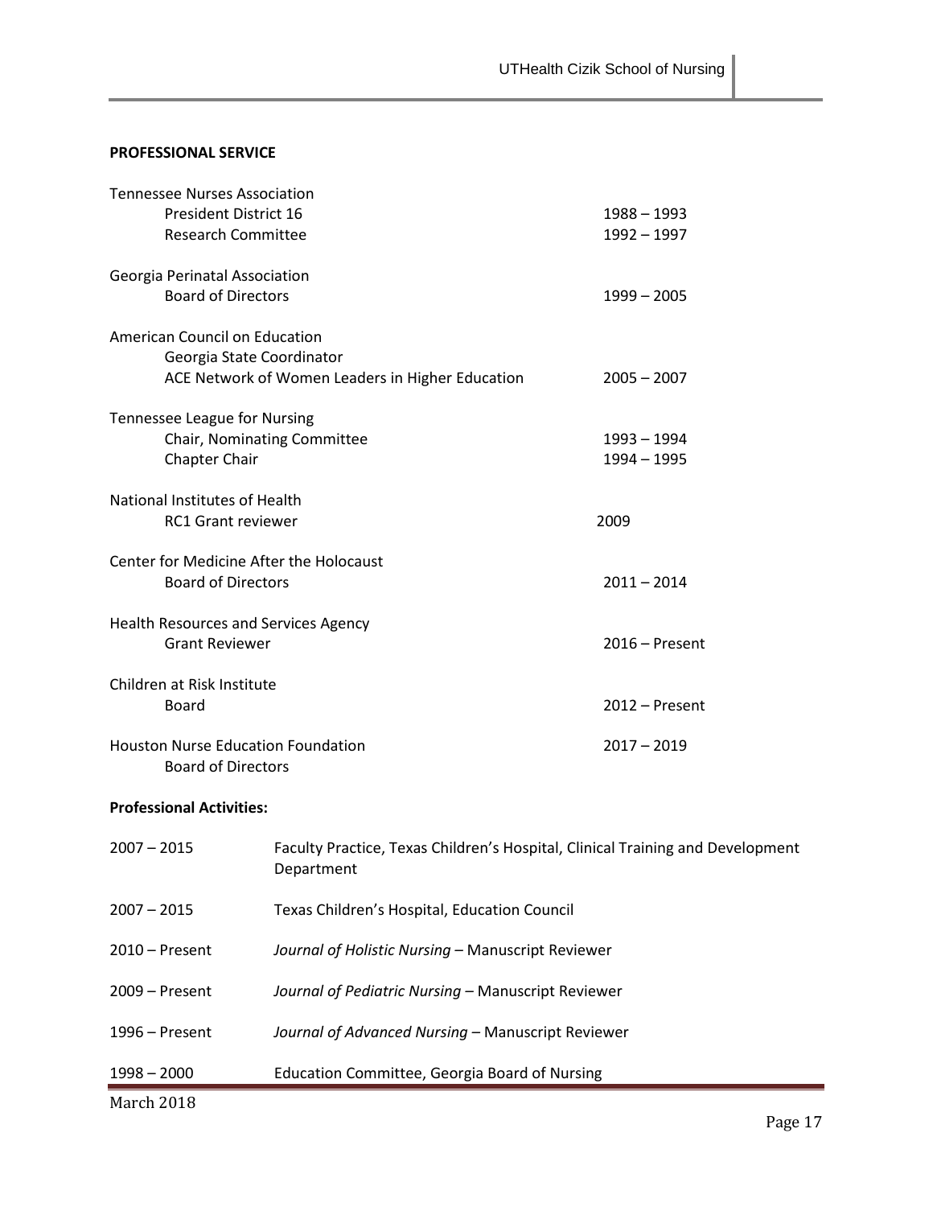**PROFESSIONAL SERVICE**

| Organization / Role | Dates |
|---|---|
| Tennessee Nurses Association | |
| President District 16 | 1988 – 1993 |
| Research Committee | 1992 – 1997 |
| Georgia Perinatal Association | |
| Board of Directors | 1999 – 2005 |
| American Council on Education | |
| Georgia State Coordinator | |
| ACE Network of Women Leaders in Higher Education | 2005 – 2007 |
| Tennessee League for Nursing | |
| Chair, Nominating Committee | 1993 – 1994 |
| Chapter Chair | 1994 – 1995 |
| National Institutes of Health | |
| RC1 Grant reviewer | 2009 |
| Center for Medicine After the Holocaust | |
| Board of Directors | 2011 – 2014 |
| Health Resources and Services Agency | |
| Grant Reviewer | 2016 – Present |
| Children at Risk Institute | |
| Board | 2012 – Present |
| Houston Nurse Education Foundation | 2017 – 2019 |
| Board of Directors | |

**Professional Activities:**

| Dates | Activity |
|---|---|
| 2007 – 2015 | Faculty Practice, Texas Children's Hospital, Clinical Training and Development Department |
| 2007 – 2015 | Texas Children's Hospital, Education Council |
| 2010 – Present | *Journal of Holistic Nursing* – Manuscript Reviewer |
| 2009 – Present | *Journal of Pediatric Nursing* – Manuscript Reviewer |
| 1996 – Present | *Journal of Advanced Nursing* – Manuscript Reviewer |
| 1998 – 2000 | Education Committee, Georgia Board of Nursing |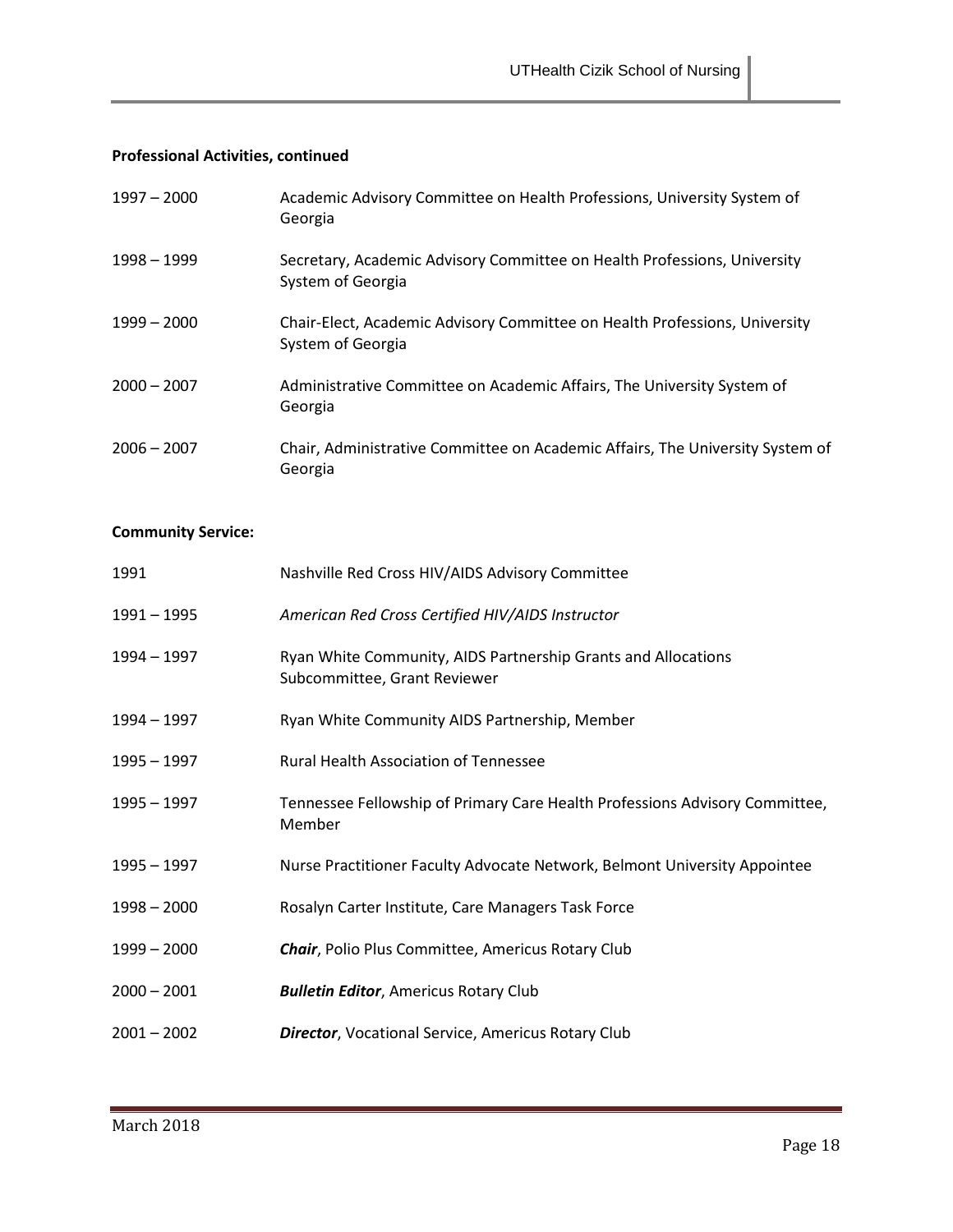**Professional Activities, continued**

| | |
|---|---|
| 1997 – 2000 | Academic Advisory Committee on Health Professions, University System of Georgia |
| 1998 – 1999 | Secretary, Academic Advisory Committee on Health Professions, University System of Georgia |
| 1999 – 2000 | Chair-Elect, Academic Advisory Committee on Health Professions, University System of Georgia |
| 2000 – 2007 | Administrative Committee on Academic Affairs, The University System of Georgia |
| 2006 – 2007 | Chair, Administrative Committee on Academic Affairs, The University System of Georgia |

**Community Service:**

| | |
|---|---|
| 1991 | Nashville Red Cross HIV/AIDS Advisory Committee |
| 1991 – 1995 | *American Red Cross Certified HIV/AIDS Instructor* |
| 1994 – 1997 | Ryan White Community, AIDS Partnership Grants and Allocations Subcommittee, Grant Reviewer |
| 1994 – 1997 | Ryan White Community AIDS Partnership, Member |
| 1995 – 1997 | Rural Health Association of Tennessee |
| 1995 – 1997 | Tennessee Fellowship of Primary Care Health Professions Advisory Committee, Member |
| 1995 – 1997 | Nurse Practitioner Faculty Advocate Network, Belmont University Appointee |
| 1998 – 2000 | Rosalyn Carter Institute, Care Managers Task Force |
| 1999 – 2000 | ***Chair***, Polio Plus Committee, Americus Rotary Club |
| 2000 – 2001 | ***Bulletin Editor***, Americus Rotary Club |
| 2001 – 2002 | ***Director***, Vocational Service, Americus Rotary Club |